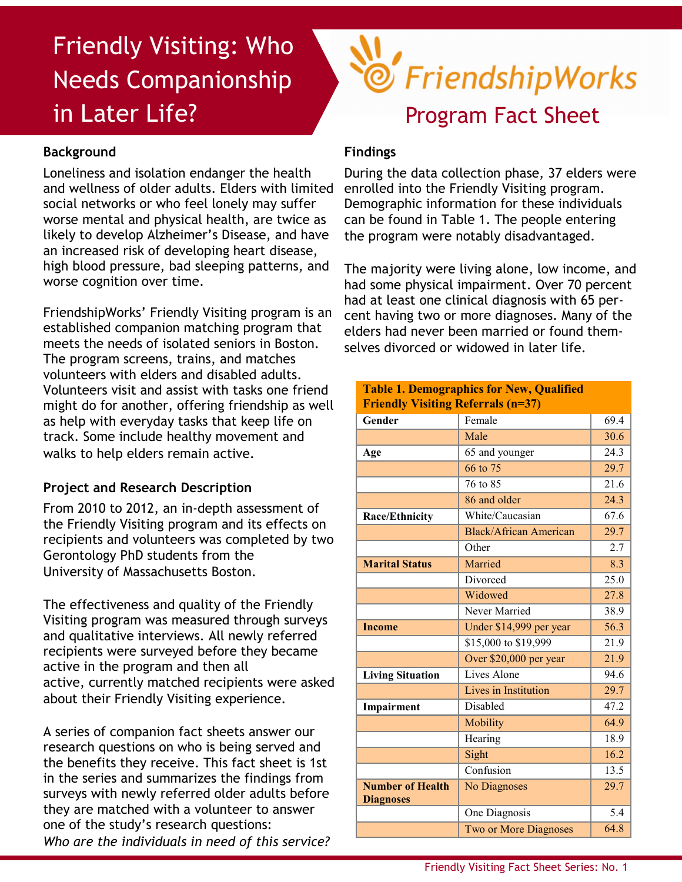# Friendly Visiting: Who Needs Companionship in Later Life?

FriendshipWorks

## Program Fact Sheet

### Background

Loneliness and isolation endanger the health and wellness of older adults. Elders with limited social networks or who feel lonely may suffer worse mental and physical health, are twice as likely to develop Alzheimer's Disease, and have an increased risk of developing heart disease, high blood pressure, bad sleeping patterns, and worse cognition over time.

FriendshipWorks' Friendly Visiting program is an established companion matching program that meets the needs of isolated seniors in Boston. The program screens, trains, and matches volunteers with elders and disabled adults. Volunteers visit and assist with tasks one friend might do for another, offering friendship as well as help with everyday tasks that keep life on track. Some include healthy movement and walks to help elders remain active.

### Project and Research Description

From 2010 to 2012, an in-depth assessment of the Friendly Visiting program and its effects on recipients and volunteers was completed by two Gerontology PhD students from the University of Massachusetts Boston.

The effectiveness and quality of the Friendly Visiting program was measured through surveys and qualitative interviews. All newly referred recipients were surveyed before they became active in the program and then all active, currently matched recipients were asked about their Friendly Visiting experience.

A series of companion fact sheets answer our research questions on who is being served and the benefits they receive. This fact sheet is 1st in the series and summarizes the findings from surveys with newly referred older adults before they are matched with a volunteer to answer one of the study's research questions: *Who are the individuals in need of this service?*

### Findings

During the data collection phase, 37 elders were enrolled into the Friendly Visiting program. Demographic information for these individuals can be found in Table 1. The people entering the program were notably disadvantaged.

The majority were living alone, low income, and had some physical impairment. Over 70 percent had at least one clinical diagnosis with 65 percent having two or more diagnoses. Many of the elders had never been married or found themselves divorced or widowed in later life.

**Table 1. Demographics for New, Qualified Friendly Visiting Referrals (n=37)**

| | | |
|---|---|---|
| **Gender** | Female | 69.4 |
| | Male | 30.6 |
| **Age** | 65 and younger | 24.3 |
| | 66 to 75 | 29.7 |
| | 76 to 85 | 21.6 |
| | 86 and older | 24.3 |
| **Race/Ethnicity** | White/Caucasian | 67.6 |
| | Black/African American | 29.7 |
| | Other | 2.7 |
| **Marital Status** | Married | 8.3 |
| | Divorced | 25.0 |
| | Widowed | 27.8 |
| | Never Married | 38.9 |
| **Income** | Under $14,999 per year | 56.3 |
| | $15,000 to $19,999 | 21.9 |
| | Over $20,000 per year | 21.9 |
| **Living Situation** | Lives Alone | 94.6 |
| | Lives in Institution | 29.7 |
| **Impairment** | Disabled | 47.2 |
| | Mobility | 64.9 |
| | Hearing | 18.9 |
| | Sight | 16.2 |
| | Confusion | 13.5 |
| **Number of Health Diagnoses** | No Diagnoses | 29.7 |
| | One Diagnosis | 5.4 |
| | Two or More Diagnoses | 64.8 |

Friendly Visiting Fact Sheet Series: No. 1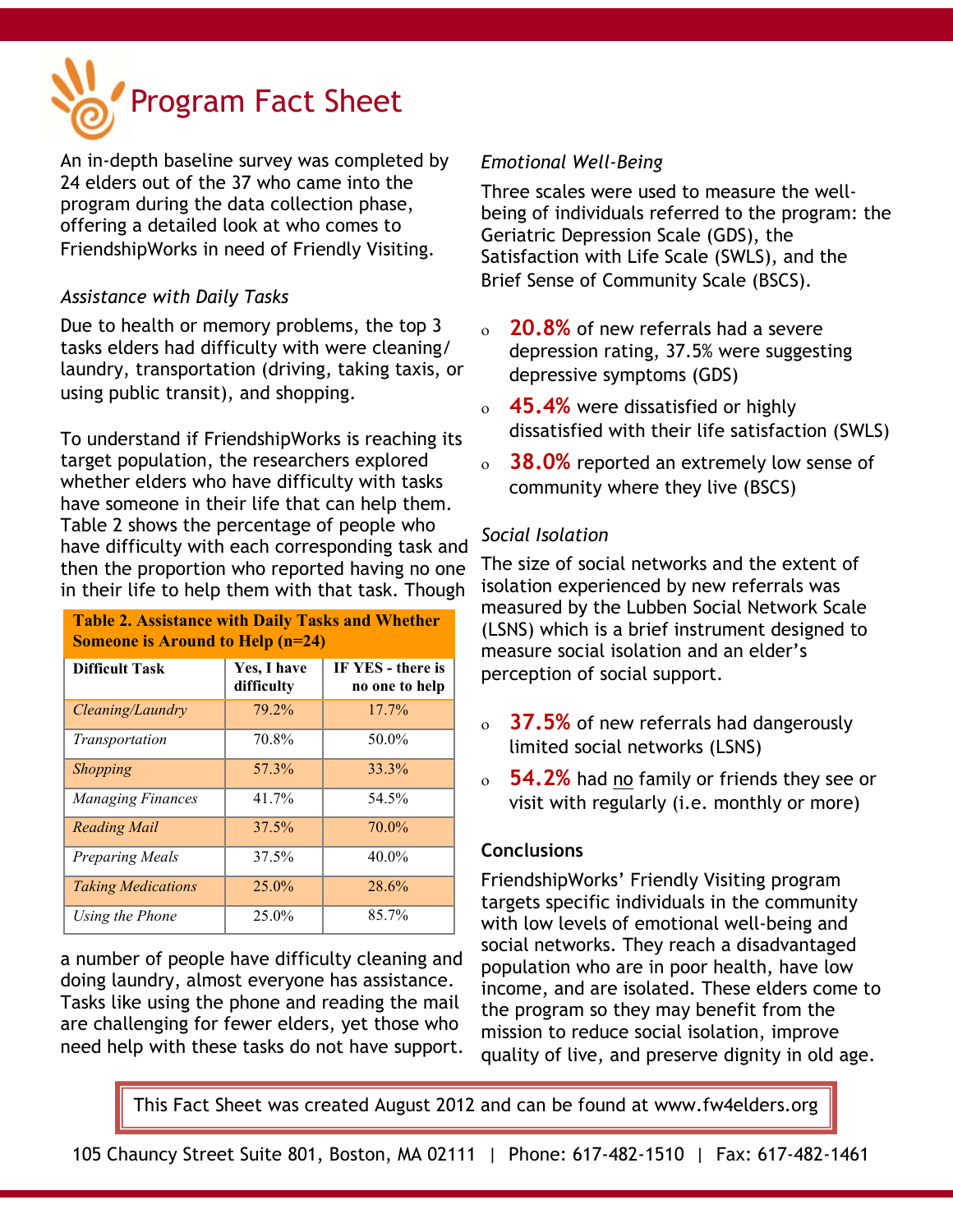# Program Fact Sheet

An in-depth baseline survey was completed by 24 elders out of the 37 who came into the program during the data collection phase, offering a detailed look at who comes to FriendshipWorks in need of Friendly Visiting.

*Assistance with Daily Tasks*

Due to health or memory problems, the top 3 tasks elders had difficulty with were cleaning/ laundry, transportation (driving, taking taxis, or using public transit), and shopping.

To understand if FriendshipWorks is reaching its target population, the researchers explored whether elders who have difficulty with tasks have someone in their life that can help them. Table 2 shows the percentage of people who have difficulty with each corresponding task and then the proportion who reported having no one in their life to help them with that task. Though a number of people have difficulty cleaning and doing laundry, almost everyone has assistance. Tasks like using the phone and reading the mail are challenging for fewer elders, yet those who need help with these tasks do not have support.

**Table 2. Assistance with Daily Tasks and Whether Someone is Around to Help (n=24)**

| Difficult Task | Yes, I have difficulty | IF YES - there is no one to help |
|---|---|---|
| *Cleaning/Laundry* | 79.2% | 17.7% |
| *Transportation* | 70.8% | 50.0% |
| *Shopping* | 57.3% | 33.3% |
| *Managing Finances* | 41.7% | 54.5% |
| *Reading Mail* | 37.5% | 70.0% |
| *Preparing Meals* | 37.5% | 40.0% |
| *Taking Medications* | 25.0% | 28.6% |
| *Using the Phone* | 25.0% | 85.7% |

*Emotional Well-Being*

Three scales were used to measure the well-being of individuals referred to the program: the Geriatric Depression Scale (GDS), the Satisfaction with Life Scale (SWLS), and the Brief Sense of Community Scale (BSCS).

- **20.8%** of new referrals had a severe depression rating, 37.5% were suggesting depressive symptoms (GDS)
- **45.4%** were dissatisfied or highly dissatisfied with their life satisfaction (SWLS)
- **38.0%** reported an extremely low sense of community where they live (BSCS)

*Social Isolation*

The size of social networks and the extent of isolation experienced by new referrals was measured by the Lubben Social Network Scale (LSNS) which is a brief instrument designed to measure social isolation and an elder's perception of social support.

- **37.5%** of new referrals had dangerously limited social networks (LSNS)
- **54.2%** had no family or friends they see or visit with regularly (i.e. monthly or more)

**Conclusions**

FriendshipWorks' Friendly Visiting program targets specific individuals in the community with low levels of emotional well-being and social networks. They reach a disadvantaged population who are in poor health, have low income, and are isolated. These elders come to the program so they may benefit from the mission to reduce social isolation, improve quality of live, and preserve dignity in old age.

This Fact Sheet was created August 2012 and can be found at www.fw4elders.org

105 Chauncy Street Suite 801, Boston, MA 02111 | Phone: 617-482-1510 | Fax: 617-482-1461